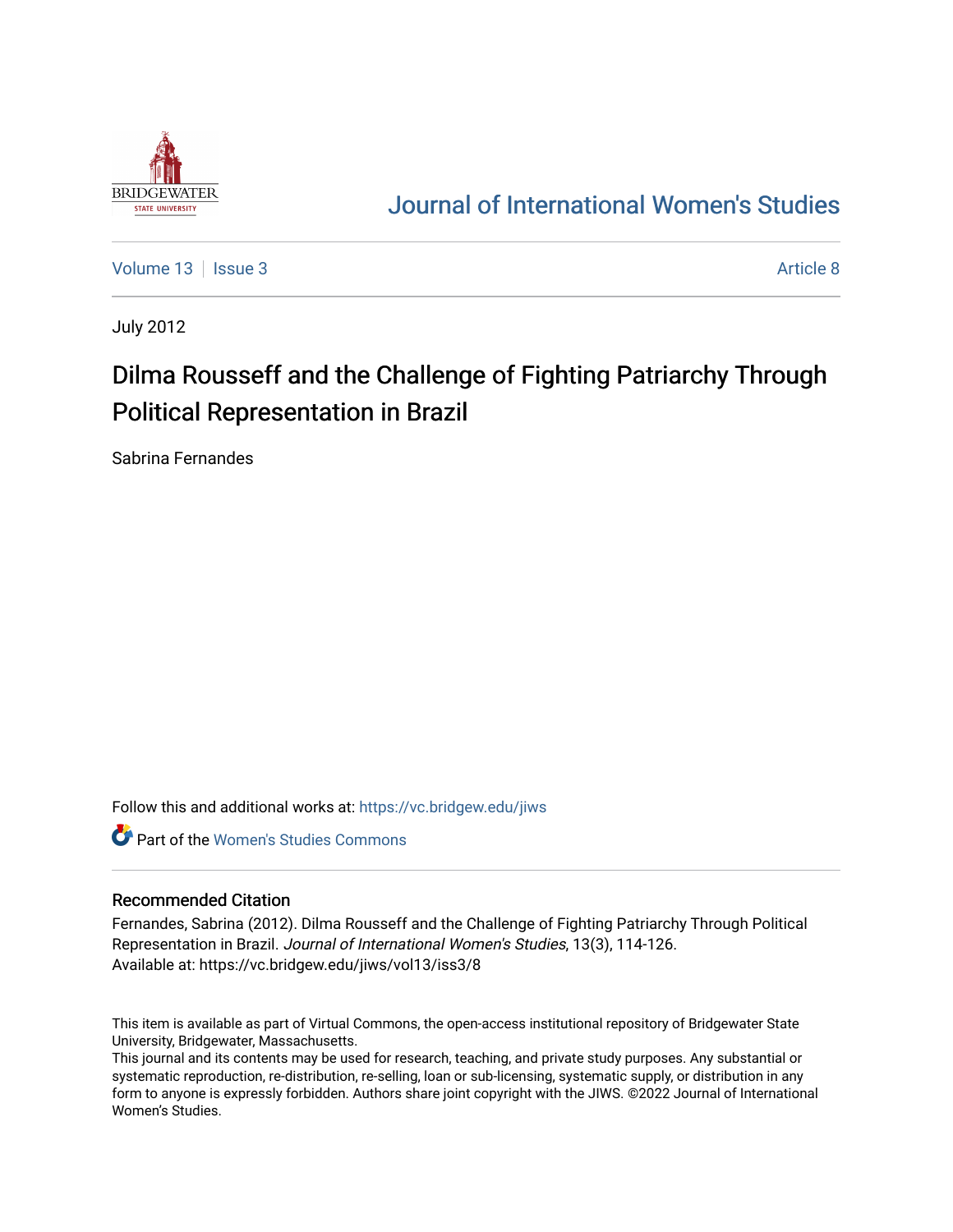Journal of International Women's Studies

Volume 13 | Issue 3 | Article 8

July 2012

# Dilma Rousseff and the Challenge of Fighting Patriarchy Through Political Representation in Brazil

Sabrina Fernandes

Follow this and additional works at: https://vc.bridgew.edu/jiws

Part of the Women's Studies Commons

## Recommended Citation

Fernandes, Sabrina (2012). Dilma Rousseff and the Challenge of Fighting Patriarchy Through Political Representation in Brazil. *Journal of International Women's Studies*, 13(3), 114-126.
Available at: https://vc.bridgew.edu/jiws/vol13/iss3/8

This item is available as part of Virtual Commons, the open-access institutional repository of Bridgewater State University, Bridgewater, Massachusetts.
This journal and its contents may be used for research, teaching, and private study purposes. Any substantial or systematic reproduction, re-distribution, re-selling, loan or sub-licensing, systematic supply, or distribution in any form to anyone is expressly forbidden. Authors share joint copyright with the JIWS. ©2022 Journal of International Women's Studies.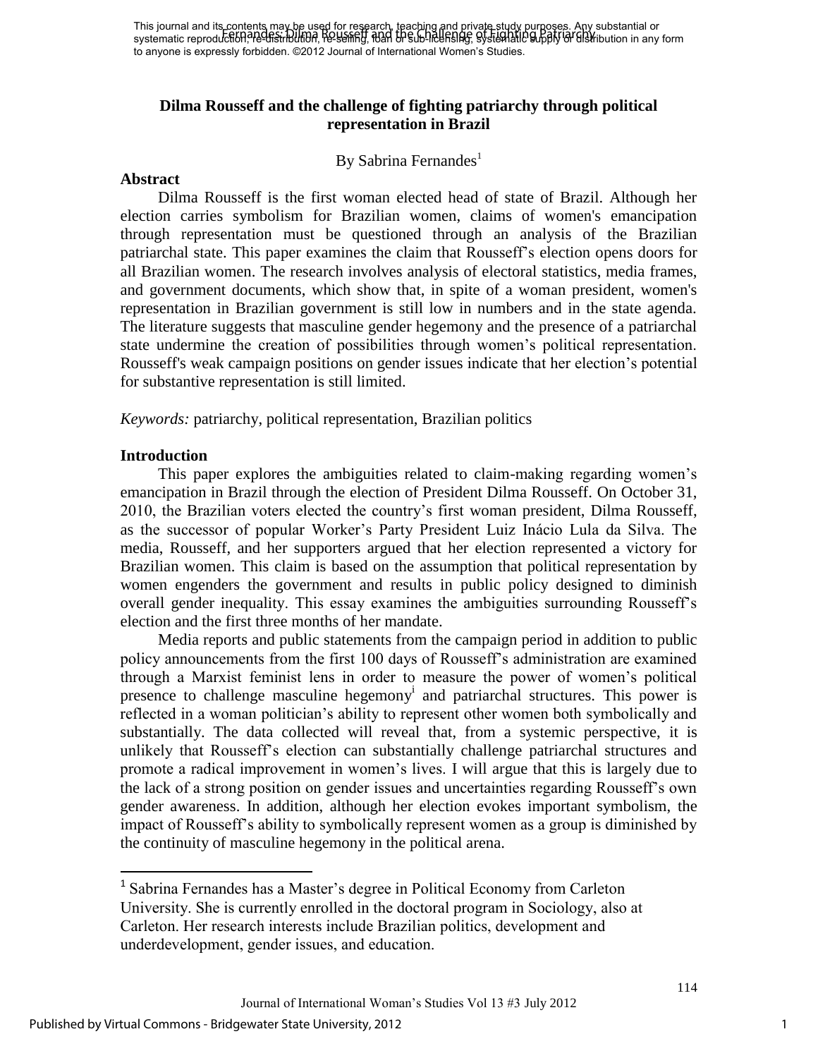# Dilma Rousseff and the challenge of fighting patriarchy through political representation in Brazil

By Sabrina Fernandes[1]

## Abstract

Dilma Rousseff is the first woman elected head of state of Brazil. Although her election carries symbolism for Brazilian women, claims of women's emancipation through representation must be questioned through an analysis of the Brazilian patriarchal state. This paper examines the claim that Rousseff's election opens doors for all Brazilian women. The research involves analysis of electoral statistics, media frames, and government documents, which show that, in spite of a woman president, women's representation in Brazilian government is still low in numbers and in the state agenda. The literature suggests that masculine gender hegemony and the presence of a patriarchal state undermine the creation of possibilities through women's political representation. Rousseff's weak campaign positions on gender issues indicate that her election's potential for substantive representation is still limited.

*Keywords:* patriarchy, political representation, Brazilian politics

## Introduction

This paper explores the ambiguities related to claim-making regarding women's emancipation in Brazil through the election of President Dilma Rousseff. On October 31, 2010, the Brazilian voters elected the country's first woman president, Dilma Rousseff, as the successor of popular Worker's Party President Luiz Inácio Lula da Silva. The media, Rousseff, and her supporters argued that her election represented a victory for Brazilian women. This claim is based on the assumption that political representation by women engenders the government and results in public policy designed to diminish overall gender inequality. This essay examines the ambiguities surrounding Rousseff's election and the first three months of her mandate.

Media reports and public statements from the campaign period in addition to public policy announcements from the first 100 days of Rousseff's administration are examined through a Marxist feminist lens in order to measure the power of women's political presence to challenge masculine hegemony[i] and patriarchal structures. This power is reflected in a woman politician's ability to represent other women both symbolically and substantially. The data collected will reveal that, from a systemic perspective, it is unlikely that Rousseff's election can substantially challenge patriarchal structures and promote a radical improvement in women's lives. I will argue that this is largely due to the lack of a strong position on gender issues and uncertainties regarding Rousseff's own gender awareness. In addition, although her election evokes important symbolism, the impact of Rousseff's ability to symbolically represent women as a group is diminished by the continuity of masculine hegemony in the political arena.

---

[1] Sabrina Fernandes has a Master's degree in Political Economy from Carleton University. She is currently enrolled in the doctoral program in Sociology, also at Carleton. Her research interests include Brazilian politics, development and underdevelopment, gender issues, and education.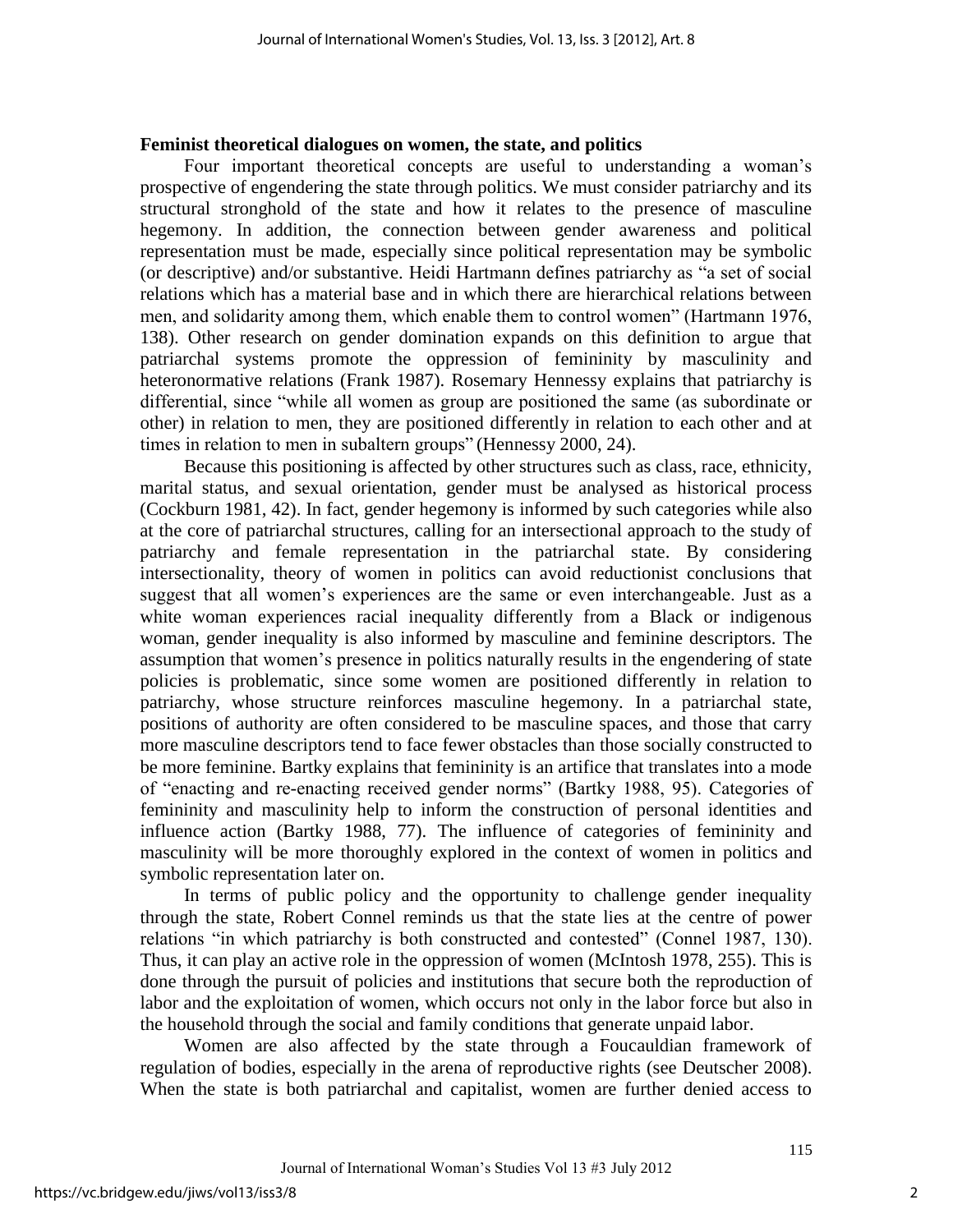**Feminist theoretical dialogues on women, the state, and politics**

Four important theoretical concepts are useful to understanding a woman's prospective of engendering the state through politics. We must consider patriarchy and its structural stronghold of the state and how it relates to the presence of masculine hegemony. In addition, the connection between gender awareness and political representation must be made, especially since political representation may be symbolic (or descriptive) and/or substantive. Heidi Hartmann defines patriarchy as "a set of social relations which has a material base and in which there are hierarchical relations between men, and solidarity among them, which enable them to control women" (Hartmann 1976, 138). Other research on gender domination expands on this definition to argue that patriarchal systems promote the oppression of femininity by masculinity and heteronormative relations (Frank 1987). Rosemary Hennessy explains that patriarchy is differential, since "while all women as group are positioned the same (as subordinate or other) in relation to men, they are positioned differently in relation to each other and at times in relation to men in subaltern groups" (Hennessy 2000, 24).

Because this positioning is affected by other structures such as class, race, ethnicity, marital status, and sexual orientation, gender must be analysed as historical process (Cockburn 1981, 42). In fact, gender hegemony is informed by such categories while also at the core of patriarchal structures, calling for an intersectional approach to the study of patriarchy and female representation in the patriarchal state. By considering intersectionality, theory of women in politics can avoid reductionist conclusions that suggest that all women's experiences are the same or even interchangeable. Just as a white woman experiences racial inequality differently from a Black or indigenous woman, gender inequality is also informed by masculine and feminine descriptors. The assumption that women's presence in politics naturally results in the engendering of state policies is problematic, since some women are positioned differently in relation to patriarchy, whose structure reinforces masculine hegemony. In a patriarchal state, positions of authority are often considered to be masculine spaces, and those that carry more masculine descriptors tend to face fewer obstacles than those socially constructed to be more feminine. Bartky explains that femininity is an artifice that translates into a mode of "enacting and re-enacting received gender norms" (Bartky 1988, 95). Categories of femininity and masculinity help to inform the construction of personal identities and influence action (Bartky 1988, 77). The influence of categories of femininity and masculinity will be more thoroughly explored in the context of women in politics and symbolic representation later on.

In terms of public policy and the opportunity to challenge gender inequality through the state, Robert Connel reminds us that the state lies at the centre of power relations "in which patriarchy is both constructed and contested" (Connel 1987, 130). Thus, it can play an active role in the oppression of women (McIntosh 1978, 255). This is done through the pursuit of policies and institutions that secure both the reproduction of labor and the exploitation of women, which occurs not only in the labor force but also in the household through the social and family conditions that generate unpaid labor.

Women are also affected by the state through a Foucauldian framework of regulation of bodies, especially in the arena of reproductive rights (see Deutscher 2008). When the state is both patriarchal and capitalist, women are further denied access to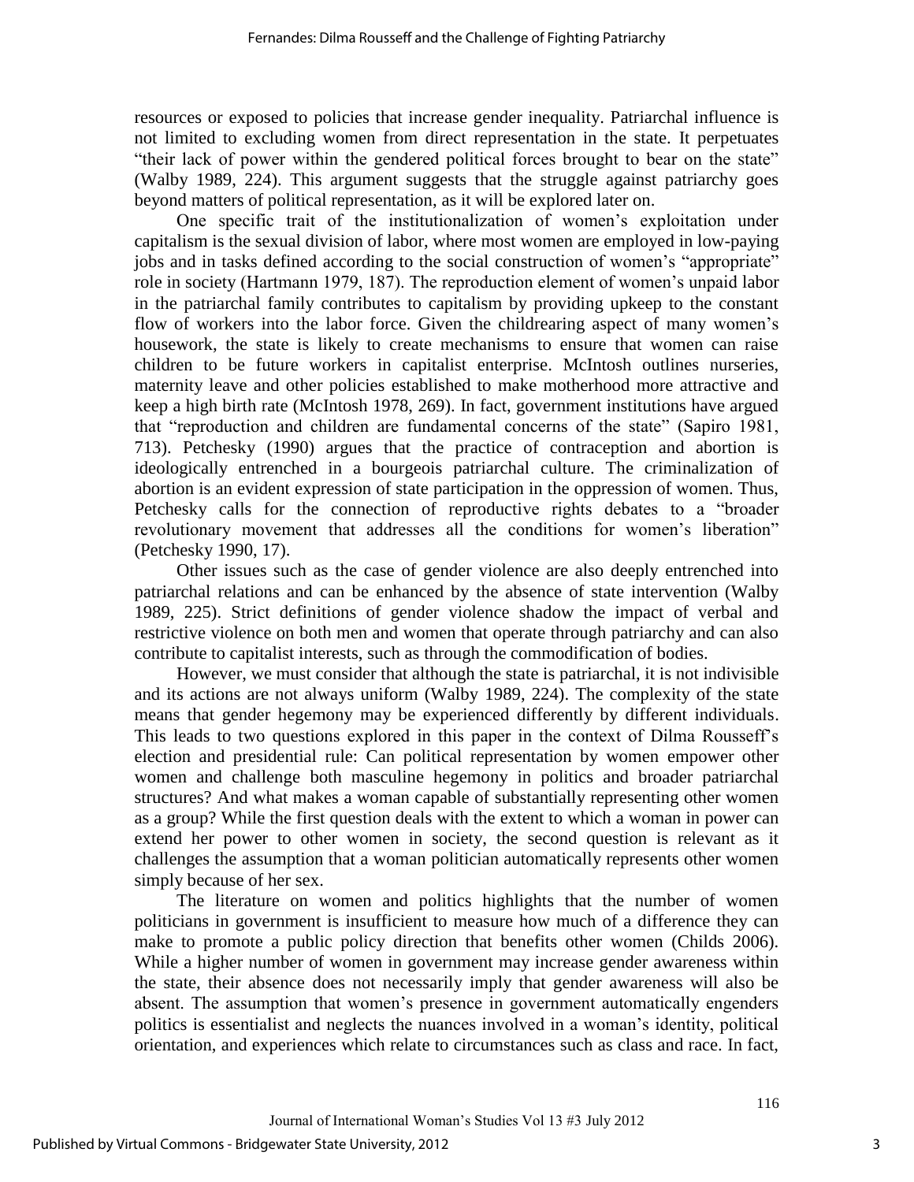resources or exposed to policies that increase gender inequality. Patriarchal influence is not limited to excluding women from direct representation in the state. It perpetuates "their lack of power within the gendered political forces brought to bear on the state" (Walby 1989, 224). This argument suggests that the struggle against patriarchy goes beyond matters of political representation, as it will be explored later on.

One specific trait of the institutionalization of women's exploitation under capitalism is the sexual division of labor, where most women are employed in low-paying jobs and in tasks defined according to the social construction of women's "appropriate" role in society (Hartmann 1979, 187). The reproduction element of women's unpaid labor in the patriarchal family contributes to capitalism by providing upkeep to the constant flow of workers into the labor force. Given the childrearing aspect of many women's housework, the state is likely to create mechanisms to ensure that women can raise children to be future workers in capitalist enterprise. McIntosh outlines nurseries, maternity leave and other policies established to make motherhood more attractive and keep a high birth rate (McIntosh 1978, 269). In fact, government institutions have argued that "reproduction and children are fundamental concerns of the state" (Sapiro 1981, 713). Petchesky (1990) argues that the practice of contraception and abortion is ideologically entrenched in a bourgeois patriarchal culture. The criminalization of abortion is an evident expression of state participation in the oppression of women. Thus, Petchesky calls for the connection of reproductive rights debates to a "broader revolutionary movement that addresses all the conditions for women's liberation" (Petchesky 1990, 17).

Other issues such as the case of gender violence are also deeply entrenched into patriarchal relations and can be enhanced by the absence of state intervention (Walby 1989, 225). Strict definitions of gender violence shadow the impact of verbal and restrictive violence on both men and women that operate through patriarchy and can also contribute to capitalist interests, such as through the commodification of bodies.

However, we must consider that although the state is patriarchal, it is not indivisible and its actions are not always uniform (Walby 1989, 224). The complexity of the state means that gender hegemony may be experienced differently by different individuals. This leads to two questions explored in this paper in the context of Dilma Rousseff's election and presidential rule: Can political representation by women empower other women and challenge both masculine hegemony in politics and broader patriarchal structures? And what makes a woman capable of substantially representing other women as a group? While the first question deals with the extent to which a woman in power can extend her power to other women in society, the second question is relevant as it challenges the assumption that a woman politician automatically represents other women simply because of her sex.

The literature on women and politics highlights that the number of women politicians in government is insufficient to measure how much of a difference they can make to promote a public policy direction that benefits other women (Childs 2006). While a higher number of women in government may increase gender awareness within the state, their absence does not necessarily imply that gender awareness will also be absent. The assumption that women's presence in government automatically engenders politics is essentialist and neglects the nuances involved in a woman's identity, political orientation, and experiences which relate to circumstances such as class and race. In fact,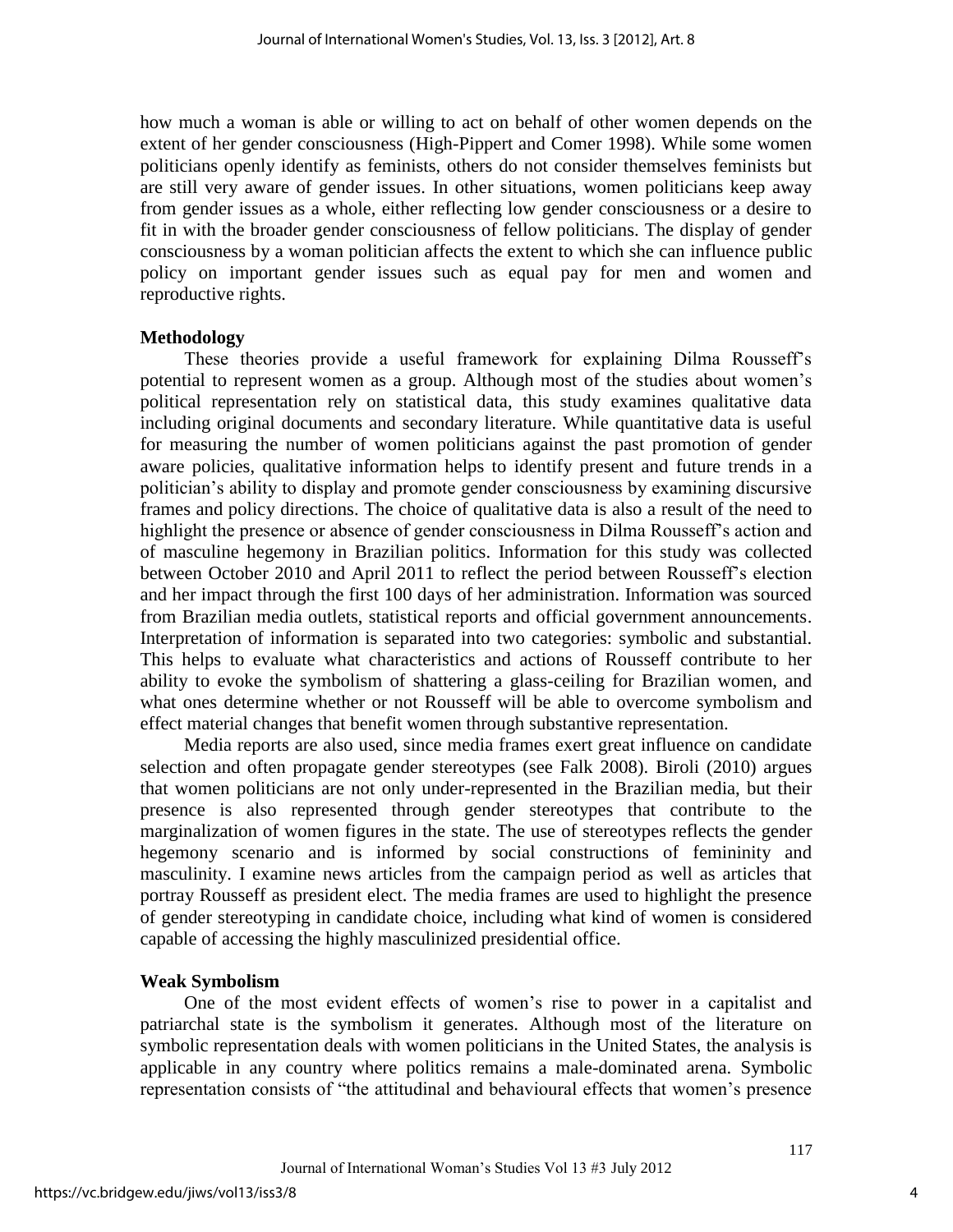how much a woman is able or willing to act on behalf of other women depends on the extent of her gender consciousness (High-Pippert and Comer 1998). While some women politicians openly identify as feminists, others do not consider themselves feminists but are still very aware of gender issues. In other situations, women politicians keep away from gender issues as a whole, either reflecting low gender consciousness or a desire to fit in with the broader gender consciousness of fellow politicians. The display of gender consciousness by a woman politician affects the extent to which she can influence public policy on important gender issues such as equal pay for men and women and reproductive rights.

### Methodology

These theories provide a useful framework for explaining Dilma Rousseff's potential to represent women as a group. Although most of the studies about women's political representation rely on statistical data, this study examines qualitative data including original documents and secondary literature. While quantitative data is useful for measuring the number of women politicians against the past promotion of gender aware policies, qualitative information helps to identify present and future trends in a politician's ability to display and promote gender consciousness by examining discursive frames and policy directions. The choice of qualitative data is also a result of the need to highlight the presence or absence of gender consciousness in Dilma Rousseff's action and of masculine hegemony in Brazilian politics. Information for this study was collected between October 2010 and April 2011 to reflect the period between Rousseff's election and her impact through the first 100 days of her administration. Information was sourced from Brazilian media outlets, statistical reports and official government announcements. Interpretation of information is separated into two categories: symbolic and substantial. This helps to evaluate what characteristics and actions of Rousseff contribute to her ability to evoke the symbolism of shattering a glass-ceiling for Brazilian women, and what ones determine whether or not Rousseff will be able to overcome symbolism and effect material changes that benefit women through substantive representation.

Media reports are also used, since media frames exert great influence on candidate selection and often propagate gender stereotypes (see Falk 2008). Biroli (2010) argues that women politicians are not only under-represented in the Brazilian media, but their presence is also represented through gender stereotypes that contribute to the marginalization of women figures in the state. The use of stereotypes reflects the gender hegemony scenario and is informed by social constructions of femininity and masculinity. I examine news articles from the campaign period as well as articles that portray Rousseff as president elect. The media frames are used to highlight the presence of gender stereotyping in candidate choice, including what kind of women is considered capable of accessing the highly masculinized presidential office.

### Weak Symbolism

One of the most evident effects of women's rise to power in a capitalist and patriarchal state is the symbolism it generates. Although most of the literature on symbolic representation deals with women politicians in the United States, the analysis is applicable in any country where politics remains a male-dominated arena. Symbolic representation consists of "the attitudinal and behavioural effects that women's presence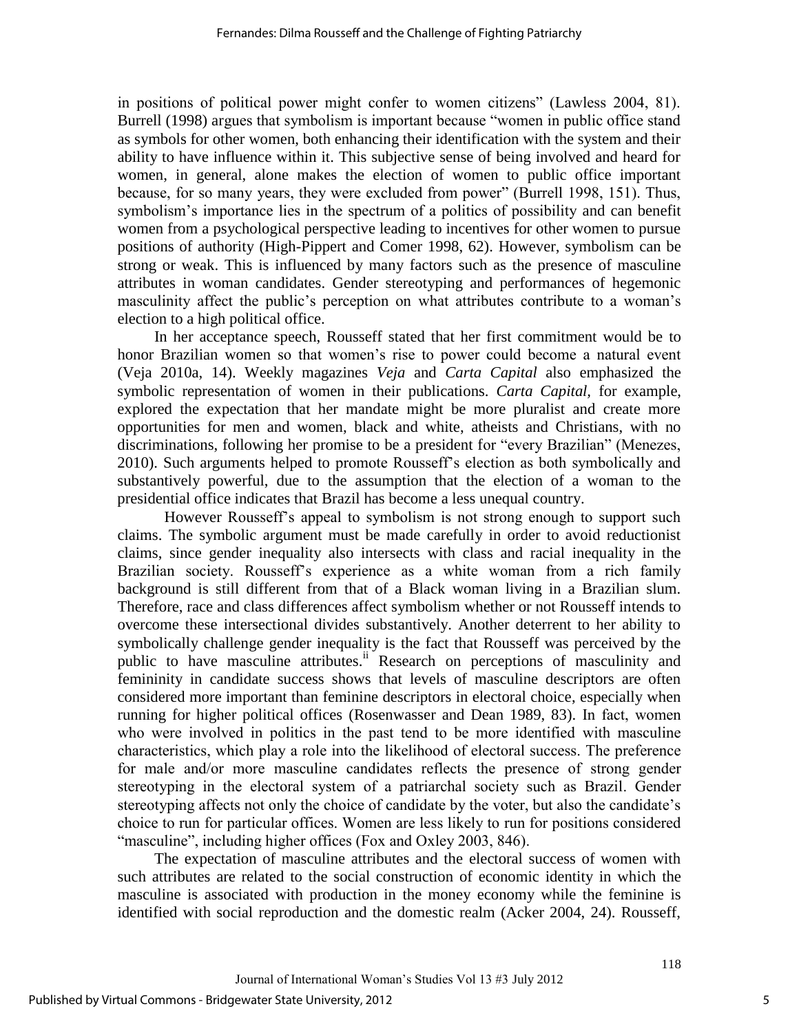in positions of political power might confer to women citizens" (Lawless 2004, 81). Burrell (1998) argues that symbolism is important because "women in public office stand as symbols for other women, both enhancing their identification with the system and their ability to have influence within it. This subjective sense of being involved and heard for women, in general, alone makes the election of women to public office important because, for so many years, they were excluded from power" (Burrell 1998, 151). Thus, symbolism's importance lies in the spectrum of a politics of possibility and can benefit women from a psychological perspective leading to incentives for other women to pursue positions of authority (High-Pippert and Comer 1998, 62). However, symbolism can be strong or weak. This is influenced by many factors such as the presence of masculine attributes in woman candidates. Gender stereotyping and performances of hegemonic masculinity affect the public's perception on what attributes contribute to a woman's election to a high political office.

In her acceptance speech, Rousseff stated that her first commitment would be to honor Brazilian women so that women's rise to power could become a natural event (Veja 2010a, 14). Weekly magazines *Veja* and *Carta Capital* also emphasized the symbolic representation of women in their publications. *Carta Capital*, for example, explored the expectation that her mandate might be more pluralist and create more opportunities for men and women, black and white, atheists and Christians, with no discriminations, following her promise to be a president for "every Brazilian" (Menezes, 2010). Such arguments helped to promote Rousseff's election as both symbolically and substantively powerful, due to the assumption that the election of a woman to the presidential office indicates that Brazil has become a less unequal country.

However Rousseff's appeal to symbolism is not strong enough to support such claims. The symbolic argument must be made carefully in order to avoid reductionist claims, since gender inequality also intersects with class and racial inequality in the Brazilian society. Rousseff's experience as a white woman from a rich family background is still different from that of a Black woman living in a Brazilian slum. Therefore, race and class differences affect symbolism whether or not Rousseff intends to overcome these intersectional divides substantively. Another deterrent to her ability to symbolically challenge gender inequality is the fact that Rousseff was perceived by the public to have masculine attributes.[ii] Research on perceptions of masculinity and femininity in candidate success shows that levels of masculine descriptors are often considered more important than feminine descriptors in electoral choice, especially when running for higher political offices (Rosenwasser and Dean 1989, 83). In fact, women who were involved in politics in the past tend to be more identified with masculine characteristics, which play a role into the likelihood of electoral success. The preference for male and/or more masculine candidates reflects the presence of strong gender stereotyping in the electoral system of a patriarchal society such as Brazil. Gender stereotyping affects not only the choice of candidate by the voter, but also the candidate's choice to run for particular offices. Women are less likely to run for positions considered "masculine", including higher offices (Fox and Oxley 2003, 846).

The expectation of masculine attributes and the electoral success of women with such attributes are related to the social construction of economic identity in which the masculine is associated with production in the money economy while the feminine is identified with social reproduction and the domestic realm (Acker 2004, 24). Rousseff,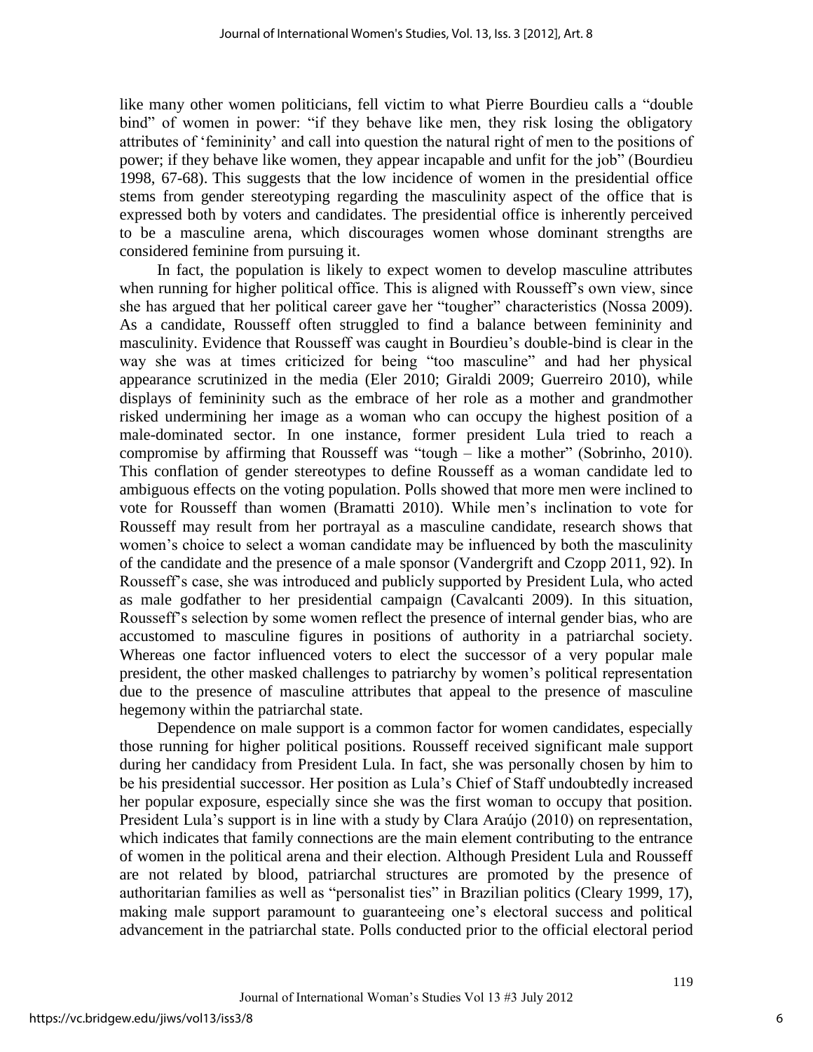like many other women politicians, fell victim to what Pierre Bourdieu calls a "double bind" of women in power: "if they behave like men, they risk losing the obligatory attributes of 'femininity' and call into question the natural right of men to the positions of power; if they behave like women, they appear incapable and unfit for the job" (Bourdieu 1998, 67-68). This suggests that the low incidence of women in the presidential office stems from gender stereotyping regarding the masculinity aspect of the office that is expressed both by voters and candidates. The presidential office is inherently perceived to be a masculine arena, which discourages women whose dominant strengths are considered feminine from pursuing it.

In fact, the population is likely to expect women to develop masculine attributes when running for higher political office. This is aligned with Rousseff's own view, since she has argued that her political career gave her "tougher" characteristics (Nossa 2009). As a candidate, Rousseff often struggled to find a balance between femininity and masculinity. Evidence that Rousseff was caught in Bourdieu's double-bind is clear in the way she was at times criticized for being "too masculine" and had her physical appearance scrutinized in the media (Eler 2010; Giraldi 2009; Guerreiro 2010), while displays of femininity such as the embrace of her role as a mother and grandmother risked undermining her image as a woman who can occupy the highest position of a male-dominated sector. In one instance, former president Lula tried to reach a compromise by affirming that Rousseff was "tough – like a mother" (Sobrinho, 2010). This conflation of gender stereotypes to define Rousseff as a woman candidate led to ambiguous effects on the voting population. Polls showed that more men were inclined to vote for Rousseff than women (Bramatti 2010). While men's inclination to vote for Rousseff may result from her portrayal as a masculine candidate, research shows that women's choice to select a woman candidate may be influenced by both the masculinity of the candidate and the presence of a male sponsor (Vandergrift and Czopp 2011, 92). In Rousseff's case, she was introduced and publicly supported by President Lula, who acted as male godfather to her presidential campaign (Cavalcanti 2009). In this situation, Rousseff's selection by some women reflect the presence of internal gender bias, who are accustomed to masculine figures in positions of authority in a patriarchal society. Whereas one factor influenced voters to elect the successor of a very popular male president, the other masked challenges to patriarchy by women's political representation due to the presence of masculine attributes that appeal to the presence of masculine hegemony within the patriarchal state.

Dependence on male support is a common factor for women candidates, especially those running for higher political positions. Rousseff received significant male support during her candidacy from President Lula. In fact, she was personally chosen by him to be his presidential successor. Her position as Lula's Chief of Staff undoubtedly increased her popular exposure, especially since she was the first woman to occupy that position. President Lula's support is in line with a study by Clara Araújo (2010) on representation, which indicates that family connections are the main element contributing to the entrance of women in the political arena and their election. Although President Lula and Rousseff are not related by blood, patriarchal structures are promoted by the presence of authoritarian families as well as "personalist ties" in Brazilian politics (Cleary 1999, 17), making male support paramount to guaranteeing one's electoral success and political advancement in the patriarchal state. Polls conducted prior to the official electoral period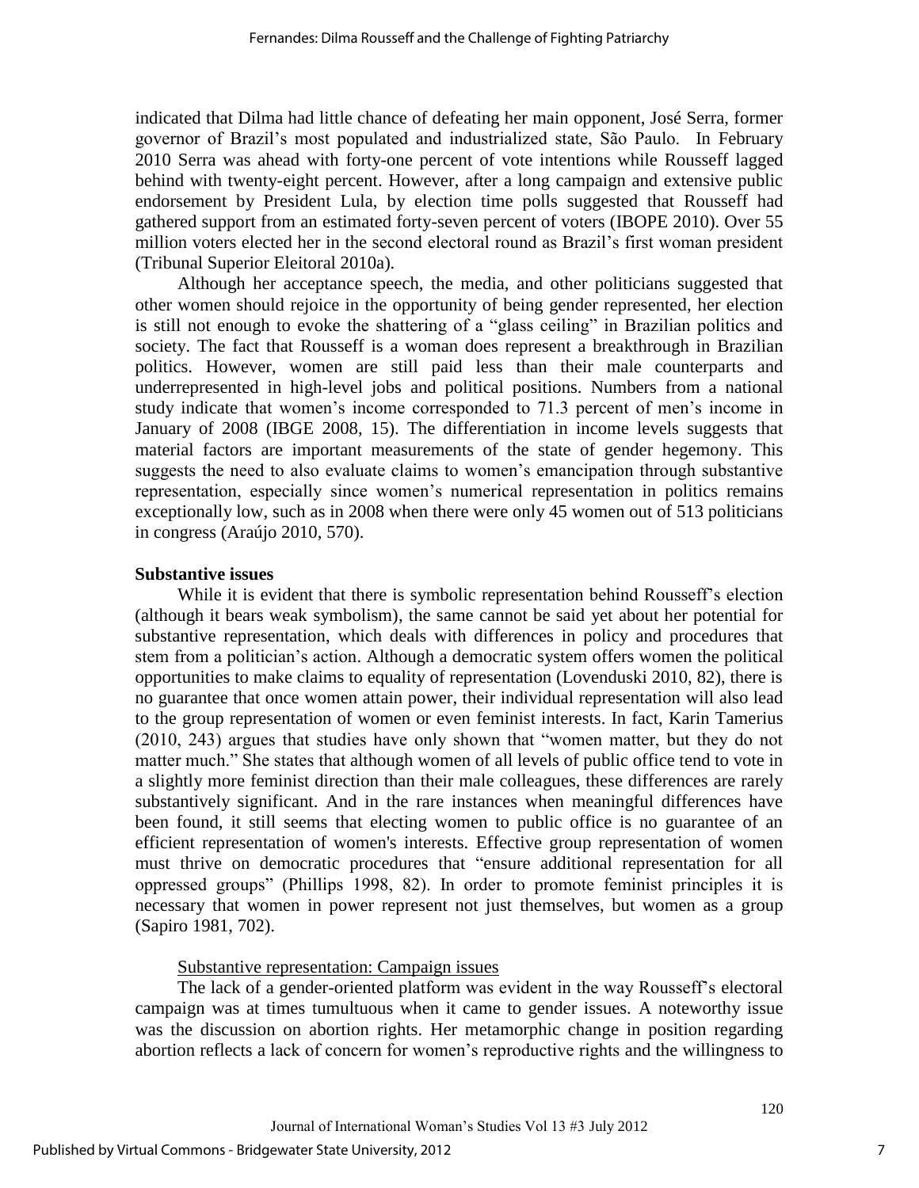indicated that Dilma had little chance of defeating her main opponent, José Serra, former governor of Brazil's most populated and industrialized state, São Paulo. In February 2010 Serra was ahead with forty-one percent of vote intentions while Rousseff lagged behind with twenty-eight percent. However, after a long campaign and extensive public endorsement by President Lula, by election time polls suggested that Rousseff had gathered support from an estimated forty-seven percent of voters (IBOPE 2010). Over 55 million voters elected her in the second electoral round as Brazil's first woman president (Tribunal Superior Eleitoral 2010a).

Although her acceptance speech, the media, and other politicians suggested that other women should rejoice in the opportunity of being gender represented, her election is still not enough to evoke the shattering of a "glass ceiling" in Brazilian politics and society. The fact that Rousseff is a woman does represent a breakthrough in Brazilian politics. However, women are still paid less than their male counterparts and underrepresented in high-level jobs and political positions. Numbers from a national study indicate that women's income corresponded to 71.3 percent of men's income in January of 2008 (IBGE 2008, 15). The differentiation in income levels suggests that material factors are important measurements of the state of gender hegemony. This suggests the need to also evaluate claims to women's emancipation through substantive representation, especially since women's numerical representation in politics remains exceptionally low, such as in 2008 when there were only 45 women out of 513 politicians in congress (Araújo 2010, 570).

## Substantive issues

While it is evident that there is symbolic representation behind Rousseff's election (although it bears weak symbolism), the same cannot be said yet about her potential for substantive representation, which deals with differences in policy and procedures that stem from a politician's action. Although a democratic system offers women the political opportunities to make claims to equality of representation (Lovenduski 2010, 82), there is no guarantee that once women attain power, their individual representation will also lead to the group representation of women or even feminist interests. In fact, Karin Tamerius (2010, 243) argues that studies have only shown that "women matter, but they do not matter much." She states that although women of all levels of public office tend to vote in a slightly more feminist direction than their male colleagues, these differences are rarely substantively significant. And in the rare instances when meaningful differences have been found, it still seems that electing women to public office is no guarantee of an efficient representation of women's interests. Effective group representation of women must thrive on democratic procedures that "ensure additional representation for all oppressed groups" (Phillips 1998, 82). In order to promote feminist principles it is necessary that women in power represent not just themselves, but women as a group (Sapiro 1981, 702).

### Substantive representation: Campaign issues

The lack of a gender-oriented platform was evident in the way Rousseff's electoral campaign was at times tumultuous when it came to gender issues. A noteworthy issue was the discussion on abortion rights. Her metamorphic change in position regarding abortion reflects a lack of concern for women's reproductive rights and the willingness to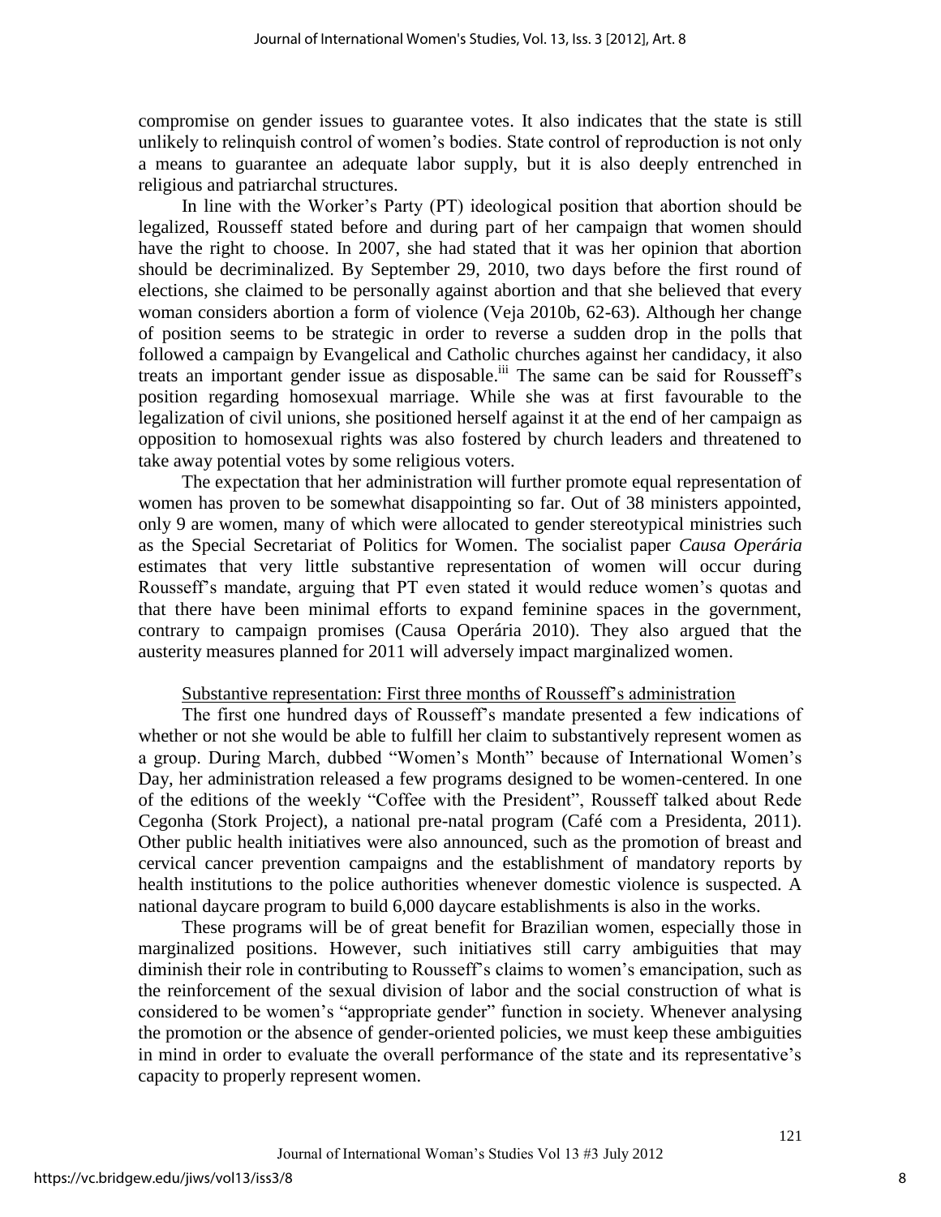compromise on gender issues to guarantee votes. It also indicates that the state is still unlikely to relinquish control of women's bodies. State control of reproduction is not only a means to guarantee an adequate labor supply, but it is also deeply entrenched in religious and patriarchal structures.

In line with the Worker's Party (PT) ideological position that abortion should be legalized, Rousseff stated before and during part of her campaign that women should have the right to choose. In 2007, she had stated that it was her opinion that abortion should be decriminalized. By September 29, 2010, two days before the first round of elections, she claimed to be personally against abortion and that she believed that every woman considers abortion a form of violence (Veja 2010b, 62-63). Although her change of position seems to be strategic in order to reverse a sudden drop in the polls that followed a campaign by Evangelical and Catholic churches against her candidacy, it also treats an important gender issue as disposable.[iii] The same can be said for Rousseff's position regarding homosexual marriage. While she was at first favourable to the legalization of civil unions, she positioned herself against it at the end of her campaign as opposition to homosexual rights was also fostered by church leaders and threatened to take away potential votes by some religious voters.

The expectation that her administration will further promote equal representation of women has proven to be somewhat disappointing so far. Out of 38 ministers appointed, only 9 are women, many of which were allocated to gender stereotypical ministries such as the Special Secretariat of Politics for Women. The socialist paper *Causa Operária* estimates that very little substantive representation of women will occur during Rousseff's mandate, arguing that PT even stated it would reduce women's quotas and that there have been minimal efforts to expand feminine spaces in the government, contrary to campaign promises (Causa Operária 2010). They also argued that the austerity measures planned for 2011 will adversely impact marginalized women.

Substantive representation: First three months of Rousseff's administration

The first one hundred days of Rousseff's mandate presented a few indications of whether or not she would be able to fulfill her claim to substantively represent women as a group. During March, dubbed "Women's Month" because of International Women's Day, her administration released a few programs designed to be women-centered. In one of the editions of the weekly "Coffee with the President", Rousseff talked about Rede Cegonha (Stork Project), a national pre-natal program (Café com a Presidenta, 2011). Other public health initiatives were also announced, such as the promotion of breast and cervical cancer prevention campaigns and the establishment of mandatory reports by health institutions to the police authorities whenever domestic violence is suspected. A national daycare program to build 6,000 daycare establishments is also in the works.

These programs will be of great benefit for Brazilian women, especially those in marginalized positions. However, such initiatives still carry ambiguities that may diminish their role in contributing to Rousseff's claims to women's emancipation, such as the reinforcement of the sexual division of labor and the social construction of what is considered to be women's "appropriate gender" function in society. Whenever analysing the promotion or the absence of gender-oriented policies, we must keep these ambiguities in mind in order to evaluate the overall performance of the state and its representative's capacity to properly represent women.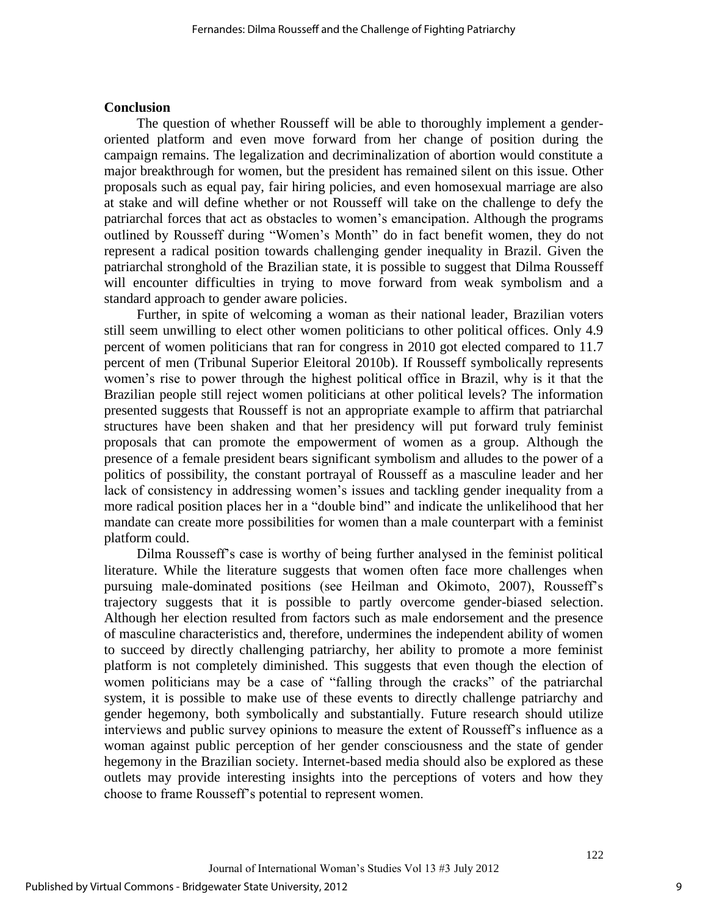## Conclusion

The question of whether Rousseff will be able to thoroughly implement a gender-oriented platform and even move forward from her change of position during the campaign remains. The legalization and decriminalization of abortion would constitute a major breakthrough for women, but the president has remained silent on this issue. Other proposals such as equal pay, fair hiring policies, and even homosexual marriage are also at stake and will define whether or not Rousseff will take on the challenge to defy the patriarchal forces that act as obstacles to women's emancipation. Although the programs outlined by Rousseff during "Women's Month" do in fact benefit women, they do not represent a radical position towards challenging gender inequality in Brazil. Given the patriarchal stronghold of the Brazilian state, it is possible to suggest that Dilma Rousseff will encounter difficulties in trying to move forward from weak symbolism and a standard approach to gender aware policies.

Further, in spite of welcoming a woman as their national leader, Brazilian voters still seem unwilling to elect other women politicians to other political offices. Only 4.9 percent of women politicians that ran for congress in 2010 got elected compared to 11.7 percent of men (Tribunal Superior Eleitoral 2010b). If Rousseff symbolically represents women's rise to power through the highest political office in Brazil, why is it that the Brazilian people still reject women politicians at other political levels? The information presented suggests that Rousseff is not an appropriate example to affirm that patriarchal structures have been shaken and that her presidency will put forward truly feminist proposals that can promote the empowerment of women as a group. Although the presence of a female president bears significant symbolism and alludes to the power of a politics of possibility, the constant portrayal of Rousseff as a masculine leader and her lack of consistency in addressing women's issues and tackling gender inequality from a more radical position places her in a "double bind" and indicate the unlikelihood that her mandate can create more possibilities for women than a male counterpart with a feminist platform could.

Dilma Rousseff's case is worthy of being further analysed in the feminist political literature. While the literature suggests that women often face more challenges when pursuing male-dominated positions (see Heilman and Okimoto, 2007), Rousseff's trajectory suggests that it is possible to partly overcome gender-biased selection. Although her election resulted from factors such as male endorsement and the presence of masculine characteristics and, therefore, undermines the independent ability of women to succeed by directly challenging patriarchy, her ability to promote a more feminist platform is not completely diminished. This suggests that even though the election of women politicians may be a case of "falling through the cracks" of the patriarchal system, it is possible to make use of these events to directly challenge patriarchy and gender hegemony, both symbolically and substantially. Future research should utilize interviews and public survey opinions to measure the extent of Rousseff's influence as a woman against public perception of her gender consciousness and the state of gender hegemony in the Brazilian society. Internet-based media should also be explored as these outlets may provide interesting insights into the perceptions of voters and how they choose to frame Rousseff's potential to represent women.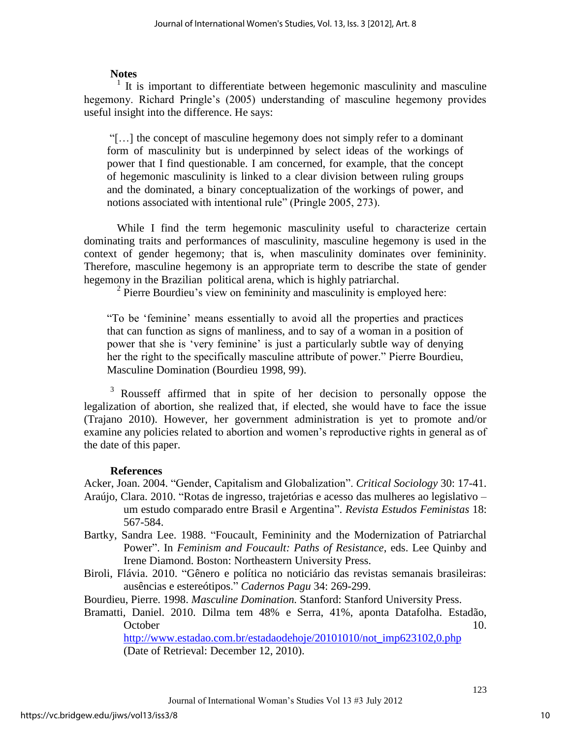## Notes

[1] It is important to differentiate between hegemonic masculinity and masculine hegemony. Richard Pringle's (2005) understanding of masculine hegemony provides useful insight into the difference. He says:

> "[…] the concept of masculine hegemony does not simply refer to a dominant form of masculinity but is underpinned by select ideas of the workings of power that I find questionable. I am concerned, for example, that the concept of hegemonic masculinity is linked to a clear division between ruling groups and the dominated, a binary conceptualization of the workings of power, and notions associated with intentional rule" (Pringle 2005, 273).

While I find the term hegemonic masculinity useful to characterize certain dominating traits and performances of masculinity, masculine hegemony is used in the context of gender hegemony; that is, when masculinity dominates over femininity. Therefore, masculine hegemony is an appropriate term to describe the state of gender hegemony in the Brazilian political arena, which is highly patriarchal.

[2] Pierre Bourdieu's view on femininity and masculinity is employed here:

> "To be 'feminine' means essentially to avoid all the properties and practices that can function as signs of manliness, and to say of a woman in a position of power that she is 'very feminine' is just a particularly subtle way of denying her the right to the specifically masculine attribute of power." Pierre Bourdieu, Masculine Domination (Bourdieu 1998, 99).

[3] Rousseff affirmed that in spite of her decision to personally oppose the legalization of abortion, she realized that, if elected, she would have to face the issue (Trajano 2010). However, her government administration is yet to promote and/or examine any policies related to abortion and women's reproductive rights in general as of the date of this paper.

## References

Acker, Joan. 2004. "Gender, Capitalism and Globalization". *Critical Sociology* 30: 17-41.

Araújo, Clara. 2010. "Rotas de ingresso, trajetórias e acesso das mulheres ao legislativo – um estudo comparado entre Brasil e Argentina". *Revista Estudos Feministas* 18: 567-584.

Bartky, Sandra Lee. 1988. "Foucault, Femininity and the Modernization of Patriarchal Power". In *Feminism and Foucault: Paths of Resistance*, eds. Lee Quinby and Irene Diamond. Boston: Northeastern University Press.

Biroli, Flávia. 2010. "Gênero e política no noticiário das revistas semanais brasileiras: ausências e estereótipos." *Cadernos Pagu* 34: 269-299.

Bourdieu, Pierre. 1998. *Masculine Domination.* Stanford: Stanford University Press.

Bramatti, Daniel. 2010. Dilma tem 48% e Serra, 41%, aponta Datafolha. Estadão, October 10. http://www.estadao.com.br/estadaodehoje/20101010/not_imp623102,0.php (Date of Retrieval: December 12, 2010).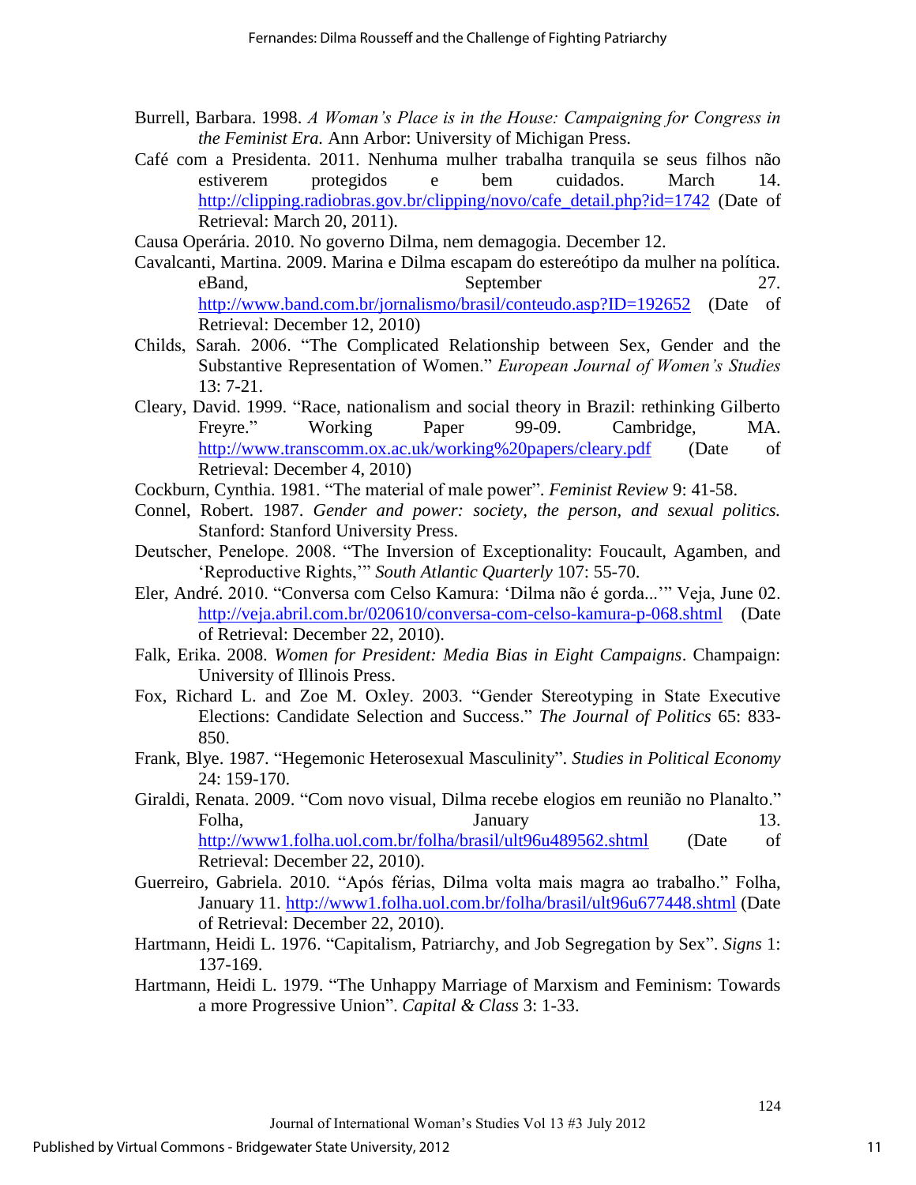Burrell, Barbara. 1998. *A Woman's Place is in the House: Campaigning for Congress in the Feminist Era.* Ann Arbor: University of Michigan Press.

Café com a Presidenta. 2011. Nenhuma mulher trabalha tranquila se seus filhos não estiverem protegidos e bem cuidados. March 14. http://clipping.radiobras.gov.br/clipping/novo/cafe_detail.php?id=1742 (Date of Retrieval: March 20, 2011).

Causa Operária. 2010. No governo Dilma, nem demagogia. December 12.

Cavalcanti, Martina. 2009. Marina e Dilma escapam do estereótipo da mulher na política. eBand, September 27. http://www.band.com.br/jornalismo/brasil/conteudo.asp?ID=192652 (Date of Retrieval: December 12, 2010)

Childs, Sarah. 2006. "The Complicated Relationship between Sex, Gender and the Substantive Representation of Women." *European Journal of Women's Studies* 13: 7-21.

Cleary, David. 1999. "Race, nationalism and social theory in Brazil: rethinking Gilberto Freyre." Working Paper 99-09. Cambridge, MA. http://www.transcomm.ox.ac.uk/working%20papers/cleary.pdf (Date of Retrieval: December 4, 2010)

Cockburn, Cynthia. 1981. "The material of male power". *Feminist Review* 9: 41-58.

Connel, Robert. 1987. *Gender and power: society, the person, and sexual politics.* Stanford: Stanford University Press.

Deutscher, Penelope. 2008. "The Inversion of Exceptionality: Foucault, Agamben, and 'Reproductive Rights,'" *South Atlantic Quarterly* 107: 55-70.

Eler, André. 2010. "Conversa com Celso Kamura: 'Dilma não é gorda...'" Veja, June 02. http://veja.abril.com.br/020610/conversa-com-celso-kamura-p-068.shtml (Date of Retrieval: December 22, 2010).

Falk, Erika. 2008. *Women for President: Media Bias in Eight Campaigns*. Champaign: University of Illinois Press.

Fox, Richard L. and Zoe M. Oxley. 2003. "Gender Stereotyping in State Executive Elections: Candidate Selection and Success." *The Journal of Politics* 65: 833-850.

Frank, Blye. 1987. "Hegemonic Heterosexual Masculinity". *Studies in Political Economy* 24: 159-170.

Giraldi, Renata. 2009. "Com novo visual, Dilma recebe elogios em reunião no Planalto." Folha, January 13. http://www1.folha.uol.com.br/folha/brasil/ult96u489562.shtml (Date of Retrieval: December 22, 2010).

Guerreiro, Gabriela. 2010. "Após férias, Dilma volta mais magra ao trabalho." Folha, January 11. http://www1.folha.uol.com.br/folha/brasil/ult96u677448.shtml (Date of Retrieval: December 22, 2010).

Hartmann, Heidi L. 1976. "Capitalism, Patriarchy, and Job Segregation by Sex". *Signs* 1: 137-169.

Hartmann, Heidi L. 1979. "The Unhappy Marriage of Marxism and Feminism: Towards a more Progressive Union". *Capital & Class* 3: 1-33.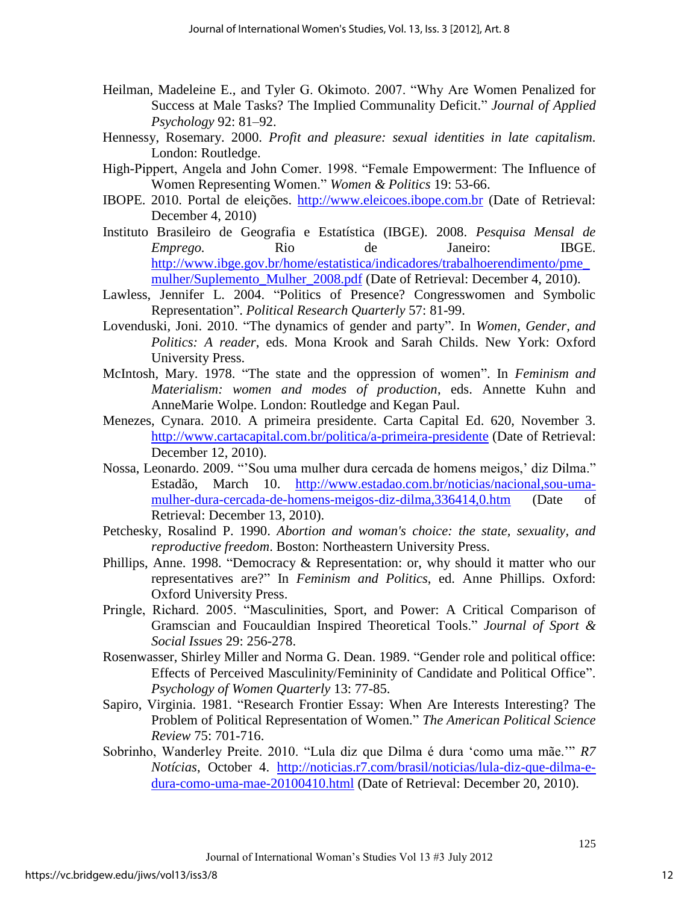Heilman, Madeleine E., and Tyler G. Okimoto. 2007. "Why Are Women Penalized for Success at Male Tasks? The Implied Communality Deficit." *Journal of Applied Psychology* 92: 81–92.

Hennessy, Rosemary. 2000. *Profit and pleasure: sexual identities in late capitalism.* London: Routledge.

High-Pippert, Angela and John Comer. 1998. "Female Empowerment: The Influence of Women Representing Women." *Women & Politics* 19: 53-66.

IBOPE. 2010. Portal de eleições. http://www.eleicoes.ibope.com.br (Date of Retrieval: December 4, 2010)

Instituto Brasileiro de Geografia e Estatística (IBGE). 2008. *Pesquisa Mensal de Emprego.* Rio de Janeiro: IBGE. http://www.ibge.gov.br/home/estatistica/indicadores/trabalhoerendimento/pme_mulher/Suplemento_Mulher_2008.pdf (Date of Retrieval: December 4, 2010).

Lawless, Jennifer L. 2004. "Politics of Presence? Congresswomen and Symbolic Representation". *Political Research Quarterly* 57: 81-99.

Lovenduski, Joni. 2010. "The dynamics of gender and party". In *Women, Gender, and Politics: A reader*, eds. Mona Krook and Sarah Childs. New York: Oxford University Press.

McIntosh, Mary. 1978. "The state and the oppression of women". In *Feminism and Materialism: women and modes of production*, eds. Annette Kuhn and AnneMarie Wolpe. London: Routledge and Kegan Paul.

Menezes, Cynara. 2010. A primeira presidente. Carta Capital Ed. 620, November 3. http://www.cartacapital.com.br/politica/a-primeira-presidente (Date of Retrieval: December 12, 2010).

Nossa, Leonardo. 2009. "'Sou uma mulher dura cercada de homens meigos,' diz Dilma." Estadão, March 10. http://www.estadao.com.br/noticias/nacional,sou-uma-mulher-dura-cercada-de-homens-meigos-diz-dilma,336414,0.htm (Date of Retrieval: December 13, 2010).

Petchesky, Rosalind P. 1990. *Abortion and woman's choice: the state, sexuality, and reproductive freedom*. Boston: Northeastern University Press.

Phillips, Anne. 1998. "Democracy & Representation: or, why should it matter who our representatives are?" In *Feminism and Politics*, ed. Anne Phillips. Oxford: Oxford University Press.

Pringle, Richard. 2005. "Masculinities, Sport, and Power: A Critical Comparison of Gramscian and Foucauldian Inspired Theoretical Tools." *Journal of Sport & Social Issues* 29: 256-278.

Rosenwasser, Shirley Miller and Norma G. Dean. 1989. "Gender role and political office: Effects of Perceived Masculinity/Femininity of Candidate and Political Office". *Psychology of Women Quarterly* 13: 77-85.

Sapiro, Virginia. 1981. "Research Frontier Essay: When Are Interests Interesting? The Problem of Political Representation of Women." *The American Political Science Review* 75: 701-716.

Sobrinho, Wanderley Preite. 2010. "Lula diz que Dilma é dura 'como uma mãe.'" *R7 Notícias*, October 4. http://noticias.r7.com/brasil/noticias/lula-diz-que-dilma-e-dura-como-uma-mae-20100410.html (Date of Retrieval: December 20, 2010).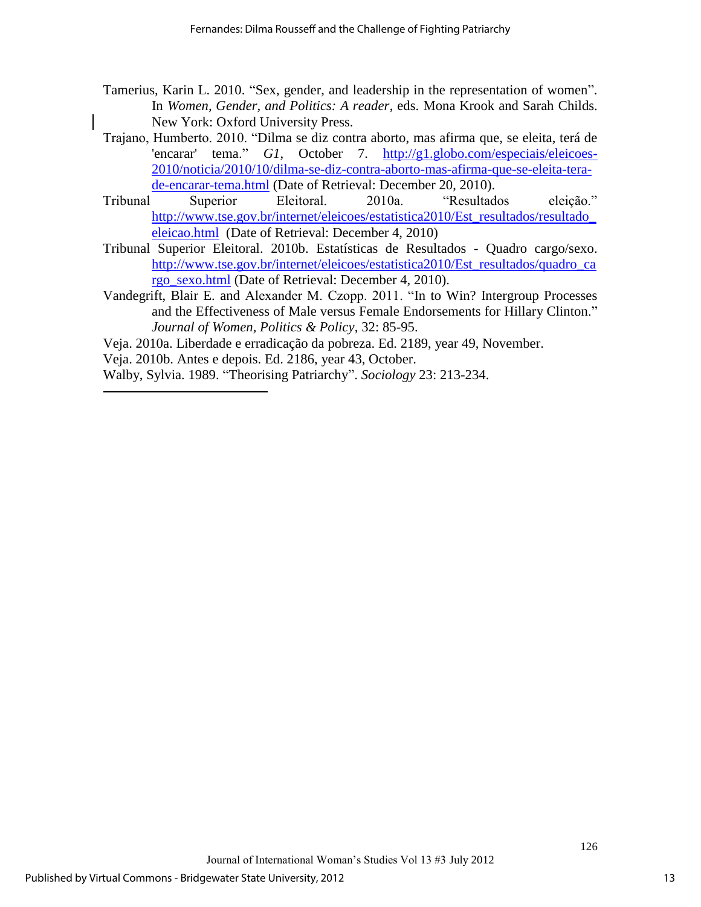Tamerius, Karin L. 2010. "Sex, gender, and leadership in the representation of women". In *Women, Gender, and Politics: A reader*, eds. Mona Krook and Sarah Childs. New York: Oxford University Press.

Trajano, Humberto. 2010. "Dilma se diz contra aborto, mas afirma que, se eleita, terá de 'encarar' tema." *G1*, October 7. http://g1.globo.com/especiais/eleicoes-2010/noticia/2010/10/dilma-se-diz-contra-aborto-mas-afirma-que-se-eleita-tera-de-encarar-tema.html (Date of Retrieval: December 20, 2010).

Tribunal Superior Eleitoral. 2010a. "Resultados eleição." http://www.tse.gov.br/internet/eleicoes/estatistica2010/Est_resultados/resultado_eleicao.html (Date of Retrieval: December 4, 2010)

Tribunal Superior Eleitoral. 2010b. Estatísticas de Resultados - Quadro cargo/sexo. http://www.tse.gov.br/internet/eleicoes/estatistica2010/Est_resultados/quadro_cargo_sexo.html (Date of Retrieval: December 4, 2010).

Vandegrift, Blair E. and Alexander M. Czopp. 2011. "In to Win? Intergroup Processes and the Effectiveness of Male versus Female Endorsements for Hillary Clinton." *Journal of Women, Politics & Policy*, 32: 85-95.

Veja. 2010a. Liberdade e erradicação da pobreza. Ed. 2189, year 49, November.

Veja. 2010b. Antes e depois. Ed. 2186, year 43, October.

Walby, Sylvia. 1989. "Theorising Patriarchy". *Sociology* 23: 213-234.